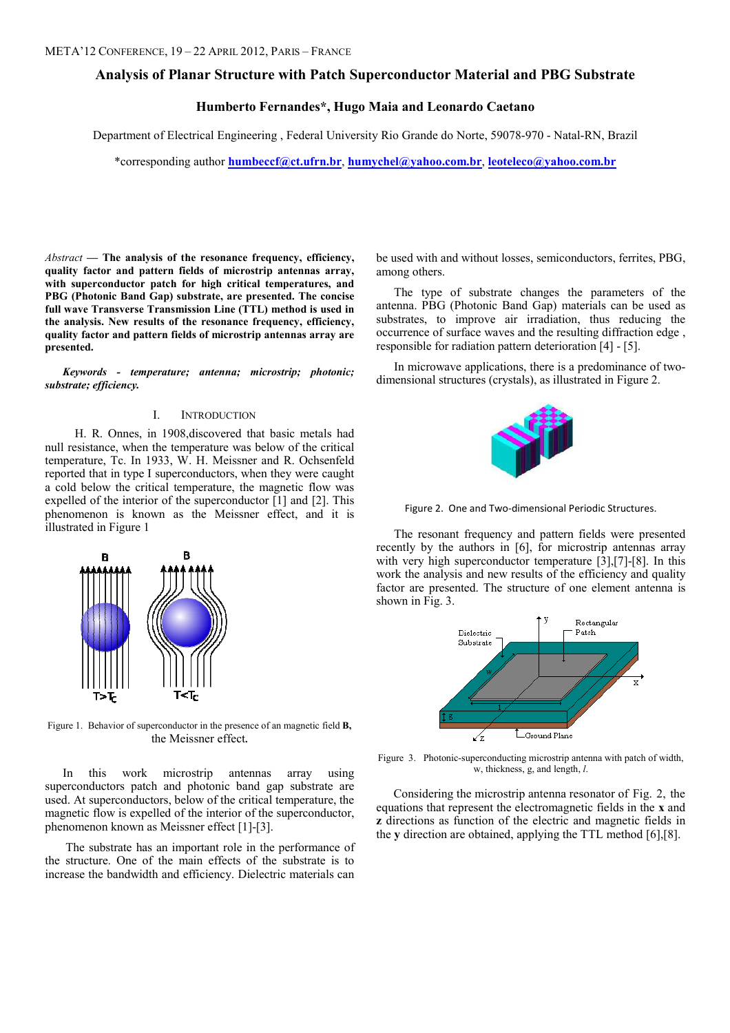META'12 CONFERENCE, 19 – 22 APRIL 2012, PARIS – FRANCE

# Analysis of Planar Structure with Patch Superconductor Material and PBG Substrate

**Humberto Fernandes\*, Hugo Maia and Leonardo Caetano**

Department of Electrical Engineering , Federal University Rio Grande do Norte, 59078-970 - Natal-RN, Brazil

\*corresponding author **humbeccf@ct.ufrn.br**, **humychel@yahoo.com.br**, **leoteleco@yahoo.com.br**

*Abstract* — **The analysis of the resonance frequency, efficiency, quality factor and pattern fields of microstrip antennas array, with superconductor patch for high critical temperatures, and PBG (Photonic Band Gap) substrate, are presented. The concise full wave Transverse Transmission Line (TTL) method is used in the analysis. New results of the resonance frequency, efficiency, quality factor and pattern fields of microstrip antennas array are presented.**

***Keywords - temperature; antenna; microstrip; photonic; substrate; efficiency.***

## I. INTRODUCTION

H. R. Onnes, in 1908,discovered that basic metals had null resistance, when the temperature was below of the critical temperature, Tc. In 1933, W. H. Meissner and R. Ochsenfeld reported that in type I superconductors, when they were caught a cold below the critical temperature, the magnetic flow was expelled of the interior of the superconductor [1] and [2]. This phenomenon is known as the Meissner effect, and it is illustrated in Figure 1

Figure 1. Behavior of superconductor in the presence of an magnetic field **B**, the Meissner effect.

In this work microstrip antennas array using superconductors patch and photonic band gap substrate are used. At superconductors, below of the critical temperature, the magnetic flow is expelled of the interior of the superconductor, phenomenon known as Meissner effect [1]-[3].

The substrate has an important role in the performance of the structure. One of the main effects of the substrate is to increase the bandwidth and efficiency. Dielectric materials can be used with and without losses, semiconductors, ferrites, PBG, among others.

The type of substrate changes the parameters of the antenna. PBG (Photonic Band Gap) materials can be used as substrates, to improve air irradiation, thus reducing the occurrence of surface waves and the resulting diffraction edge , responsible for radiation pattern deterioration [4] - [5].

In microwave applications, there is a predominance of two-dimensional structures (crystals), as illustrated in Figure 2.

Figure 2. One and Two-dimensional Periodic Structures.

The resonant frequency and pattern fields were presented recently by the authors in [6], for microstrip antennas array with very high superconductor temperature [3],[7]-[8]. In this work the analysis and new results of the efficiency and quality factor are presented. The structure of one element antenna is shown in Fig. 3.

Figure 3. Photonic-superconducting microstrip antenna with patch of width, w, thickness, g, and length, *l*.

Considering the microstrip antenna resonator of Fig. 2, the equations that represent the electromagnetic fields in the **x** and **z** directions as function of the electric and magnetic fields in the **y** direction are obtained, applying the TTL method [6],[8].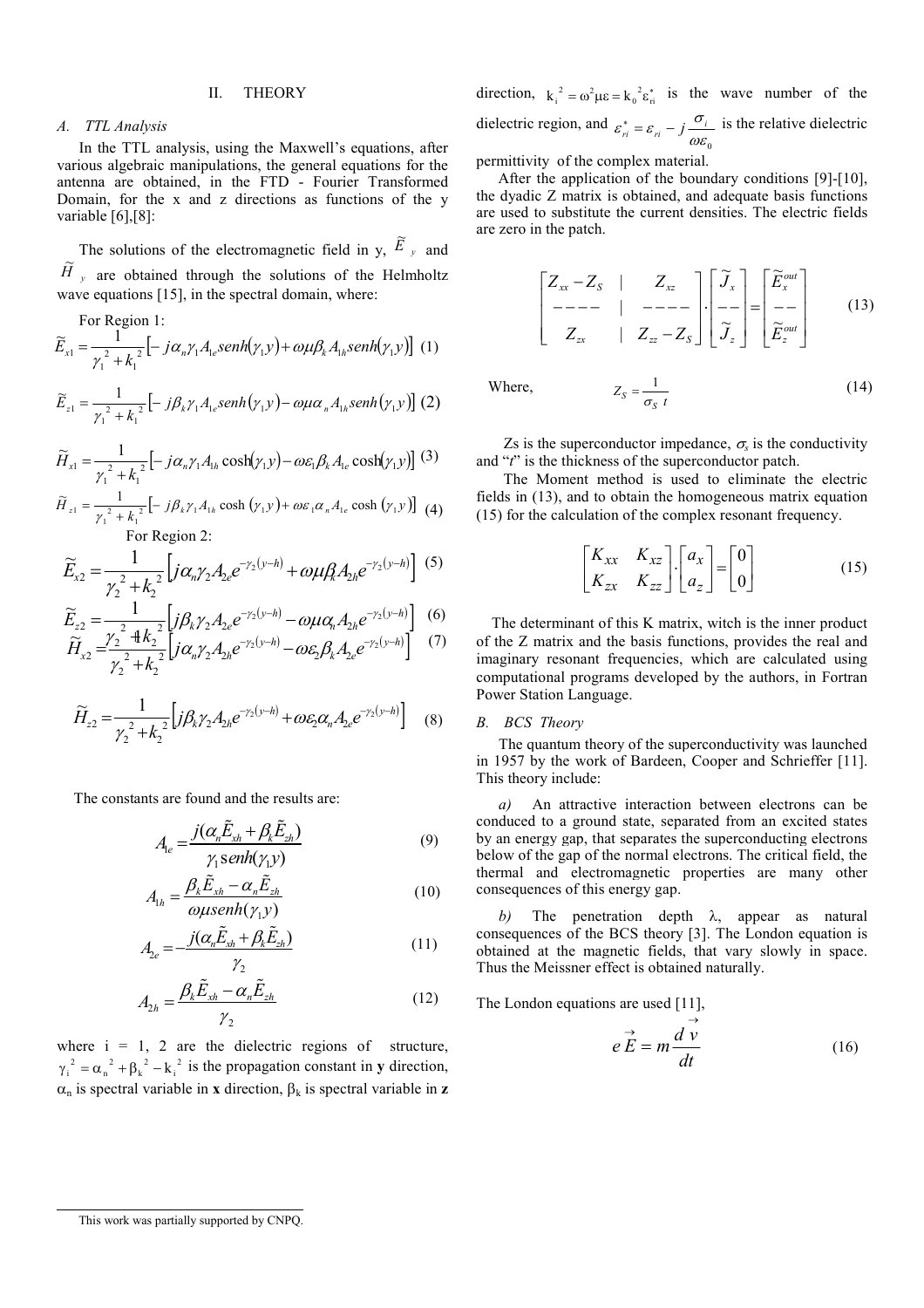## II. THEORY

### A. TTL Analysis

In the TTL analysis, using the Maxwell's equations, after various algebraic manipulations, the general equations for the antenna are obtained, in the FTD - Fourier Transformed Domain, for the x and z directions as functions of the y variable [6],[8]:

The solutions of the electromagnetic field in y, $\tilde{E}_y$ and $\tilde{H}_y$ are obtained through the solutions of the Helmholtz wave equations [15], in the spectral domain, where:

For Region 1:

$$\tilde{E}_{x1} = \frac{1}{\gamma_1^2 + k_1^2}\left[-j\alpha_n\gamma_1 A_{1e} senh(\gamma_1 y) + \omega\mu\beta_k A_{1h} senh(\gamma_1 y)\right] \quad (1)$$

$$\tilde{E}_{z1} = \frac{1}{\gamma_1^2 + k_1^2}\left[-j\beta_k\gamma_1 A_{1e} senh(\gamma_1 y) - \omega\mu\alpha_n A_{1h} senh(\gamma_1 y)\right] \quad (2)$$

$$\tilde{H}_{x1} = \frac{1}{\gamma_1^2 + k_1^2}\left[-j\alpha_n\gamma_1 A_{1h} \cosh(\gamma_1 y) - \omega\varepsilon_1\beta_k A_{1e} \cosh(\gamma_1 y)\right] \quad (3)$$

$$\tilde{H}_{z1} = \frac{1}{\gamma_1^2 + k_1^2}\left[-j\beta_k\gamma_1 A_{1h} \cosh(\gamma_1 y) + \omega\varepsilon_1\alpha_n A_{1e} \cosh(\gamma_1 y)\right] \quad (4)$$

For Region 2:

$$\tilde{E}_{x2} = \frac{1}{\gamma_2^2 + k_2^2}\left[j\alpha_n\gamma_2 A_{2e} e^{-\gamma_2(y-h)} + \omega\mu\beta_k A_{2h} e^{-\gamma_2(y-h)}\right] \quad (5)$$

$$\tilde{E}_{z2} = \frac{1}{\gamma_2^2 + k_2^2}\left[j\beta_k\gamma_2 A_{2e} e^{-\gamma_2(y-h)} - \omega\mu\alpha_n A_{2h} e^{-\gamma_2(y-h)}\right] \quad (6)$$

$$\tilde{H}_{x2} = \frac{1}{\gamma_2^2 + k_2^2}\left[j\alpha_n\gamma_2 A_{2h} e^{-\gamma_2(y-h)} - \omega\varepsilon_2\beta_k A_{2e} e^{-\gamma_2(y-h)}\right] \quad (7)$$

$$\tilde{H}_{z2} = \frac{1}{\gamma_2^2 + k_2^2}\left[j\beta_k\gamma_2 A_{2h} e^{-\gamma_2(y-h)} + \omega\varepsilon_2\alpha_n A_{2e} e^{-\gamma_2(y-h)}\right] \quad (8)$$

The constants are found and the results are:

$$A_{1e} = \frac{j(\alpha_n\tilde{E}_{xh} + \beta_k\tilde{E}_{zh})}{\gamma_1 senh(\gamma_1 y)} \quad (9)$$

$$A_{1h} = \frac{\beta_k\tilde{E}_{xh} - \alpha_n\tilde{E}_{zh}}{\omega\mu senh(\gamma_1 y)} \quad (10)$$

$$A_{2e} = -\frac{j(\alpha_n\tilde{E}_{xh} + \beta_k\tilde{E}_{zh})}{\gamma_2} \quad (11)$$

$$A_{2h} = \frac{\beta_k\tilde{E}_{xh} - \alpha_n\tilde{E}_{zh}}{\gamma_2} \quad (12)$$

where i = 1, 2 are the dielectric regions of structure, $\gamma_i^2 = \alpha_n^2 + \beta_k^2 - k_i^2$ is the propagation constant in **y** direction, $\alpha_n$ is spectral variable in **x** direction, $\beta_k$ is spectral variable in **z** direction, $k_i^2 = \omega^2\mu\varepsilon = k_0^2\varepsilon_{ri}^*$ is the wave number of the dielectric region, and $\varepsilon_{ri}^* = \varepsilon_{ri} - j\frac{\sigma_i}{\omega\varepsilon_0}$ is the relative dielectric permittivity of the complex material.

After the application of the boundary conditions [9]-[10], the dyadic Z matrix is obtained, and adequate basis functions are used to substitute the current densities. The electric fields are zero in the patch.

$$\begin{bmatrix} Z_{xx} - Z_S & | & Z_{xz} \\ ---- & | & ---- \\ Z_{zx} & | & Z_{zz} - Z_S \end{bmatrix} \cdot \begin{bmatrix} \tilde{J}_x \\ -- \\ \tilde{J}_z \end{bmatrix} = \begin{bmatrix} \tilde{E}_x^{out} \\ -- \\ \tilde{E}_z^{out} \end{bmatrix} \quad (13)$$

Where,

$$Z_S = \frac{1}{\sigma_S\, t} \quad (14)$$

Zs is the superconductor impedance, $\sigma_s$ is the conductivity and "*t*" is the thickness of the superconductor patch.

The Moment method is used to eliminate the electric fields in (13), and to obtain the homogeneous matrix equation (15) for the calculation of the complex resonant frequency.

$$\begin{bmatrix} K_{xx} & K_{xz} \\ K_{zx} & K_{zz} \end{bmatrix} \cdot \begin{bmatrix} a_x \\ a_z \end{bmatrix} = \begin{bmatrix} 0 \\ 0 \end{bmatrix} \quad (15)$$

The determinant of this K matrix, witch is the inner product of the Z matrix and the basis functions, provides the real and imaginary resonant frequencies, which are calculated using computational programs developed by the authors, in Fortran Power Station Language.

### B. BCS Theory

The quantum theory of the superconductivity was launched in 1957 by the work of Bardeen, Cooper and Schrieffer [11]. This theory include:

*a)* An attractive interaction between electrons can be conduced to a ground state, separated from an excited states by an energy gap, that separates the superconducting electrons below of the gap of the normal electrons. The critical field, the thermal and electromagnetic properties are many other consequences of this energy gap.

*b)* The penetration depth $\lambda$, appear as natural consequences of the BCS theory [3]. The London equation is obtained at the magnetic fields, that vary slowly in space. Thus the Meissner effect is obtained naturally.

The London equations are used [11],

$$e\vec{E} = m\frac{d\vec{v}}{dt} \quad (16)$$

This work was partially supported by CNPQ.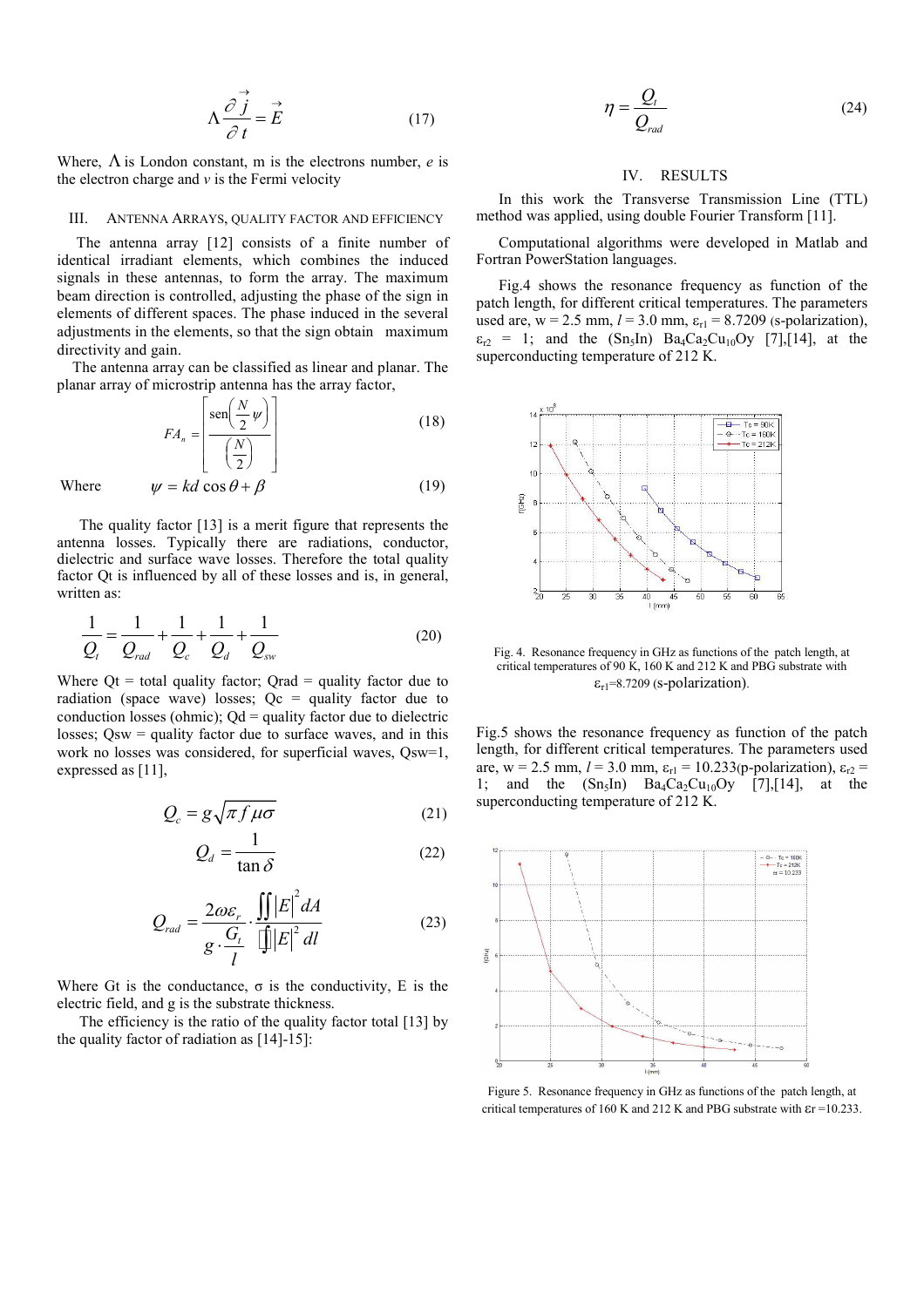$$\Lambda \frac{\partial \vec{j}}{\partial t} = \vec{E} \tag{17}$$

Where, $\Lambda$ is London constant, m is the electrons number, $e$ is the electron charge and $v$ is the Fermi velocity

## III. Antenna Arrays, Quality Factor and Efficiency

The antenna array [12] consists of a finite number of identical irradiant elements, which combines the induced signals in these antennas, to form the array. The maximum beam direction is controlled, adjusting the phase of the sign in elements of different spaces. The phase induced in the several adjustments in the elements, so that the sign obtain maximum directivity and gain.

The antenna array can be classified as linear and planar. The planar array of microstrip antenna has the array factor,

$$FA_n = \left[ \frac{\operatorname{sen}\left(\frac{N}{2}\psi\right)}{\left(\frac{N}{2}\right)} \right] \tag{18}$$

Where $\quad \psi = kd\cos\theta + \beta \quad (19)$

The quality factor [13] is a merit figure that represents the antenna losses. Typically there are radiations, conductor, dielectric and surface wave losses. Therefore the total quality factor Qt is influenced by all of these losses and is, in general, written as:

$$\frac{1}{Q_t} = \frac{1}{Q_{rad}} + \frac{1}{Q_c} + \frac{1}{Q_d} + \frac{1}{Q_{sw}} \tag{20}$$

Where Qt = total quality factor; Qrad = quality factor due to radiation (space wave) losses; Qc = quality factor due to conduction losses (ohmic); Qd = quality factor due to dielectric losses; Qsw = quality factor due to surface waves, and in this work no losses was considered, for superficial waves, Qsw=1, expressed as [11],

$$Q_c = g\sqrt{\pi f \mu \sigma} \tag{21}$$

$$Q_d = \frac{1}{\tan\delta} \tag{22}$$

$$Q_{rad} = \frac{2\omega\varepsilon_r}{g \cdot \frac{G_t}{l}} \cdot \frac{\iint |E|^2 dA}{\oint |E|^2 dl} \tag{23}$$

Where Gt is the conductance, σ is the conductivity, E is the electric field, and g is the substrate thickness.

The efficiency is the ratio of the quality factor total [13] by the quality factor of radiation as [14]-15]:

$$\eta = \frac{Q_t}{Q_{rad}} \tag{24}$$

## IV. Results

In this work the Transverse Transmission Line (TTL) method was applied, using double Fourier Transform [11].

Computational algorithms were developed in Matlab and Fortran PowerStation languages.

Fig.4 shows the resonance frequency as function of the patch length, for different critical temperatures. The parameters used are, w = 2.5 mm, $l$ = 3.0 mm, $\varepsilon_{r1}$ = 8.7209 (s-polarization), $\varepsilon_{r2}$ = 1; and the ($Sn_5In$) $Ba_4Ca_2Cu_{10}Oy$ [7],[14], at the superconducting temperature of 212 K.

Fig. 4. Resonance frequency in GHz as functions of the patch length, at critical temperatures of 90 K, 160 K and 212 K and PBG substrate with $\varepsilon_{r1}$=8.7209 (s-polarization).

Fig.5 shows the resonance frequency as function of the patch length, for different critical temperatures. The parameters used are, w = 2.5 mm, $l$ = 3.0 mm, $\varepsilon_{r1}$ = 10.233(p-polarization), $\varepsilon_{r2}$ = 1; and the ($Sn_5In$) $Ba_4Ca_2Cu_{10}Oy$ [7],[14], at the superconducting temperature of 212 K.

Figure 5. Resonance frequency in GHz as functions of the patch length, at critical temperatures of 160 K and 212 K and PBG substrate with $\varepsilon r$ =10.233.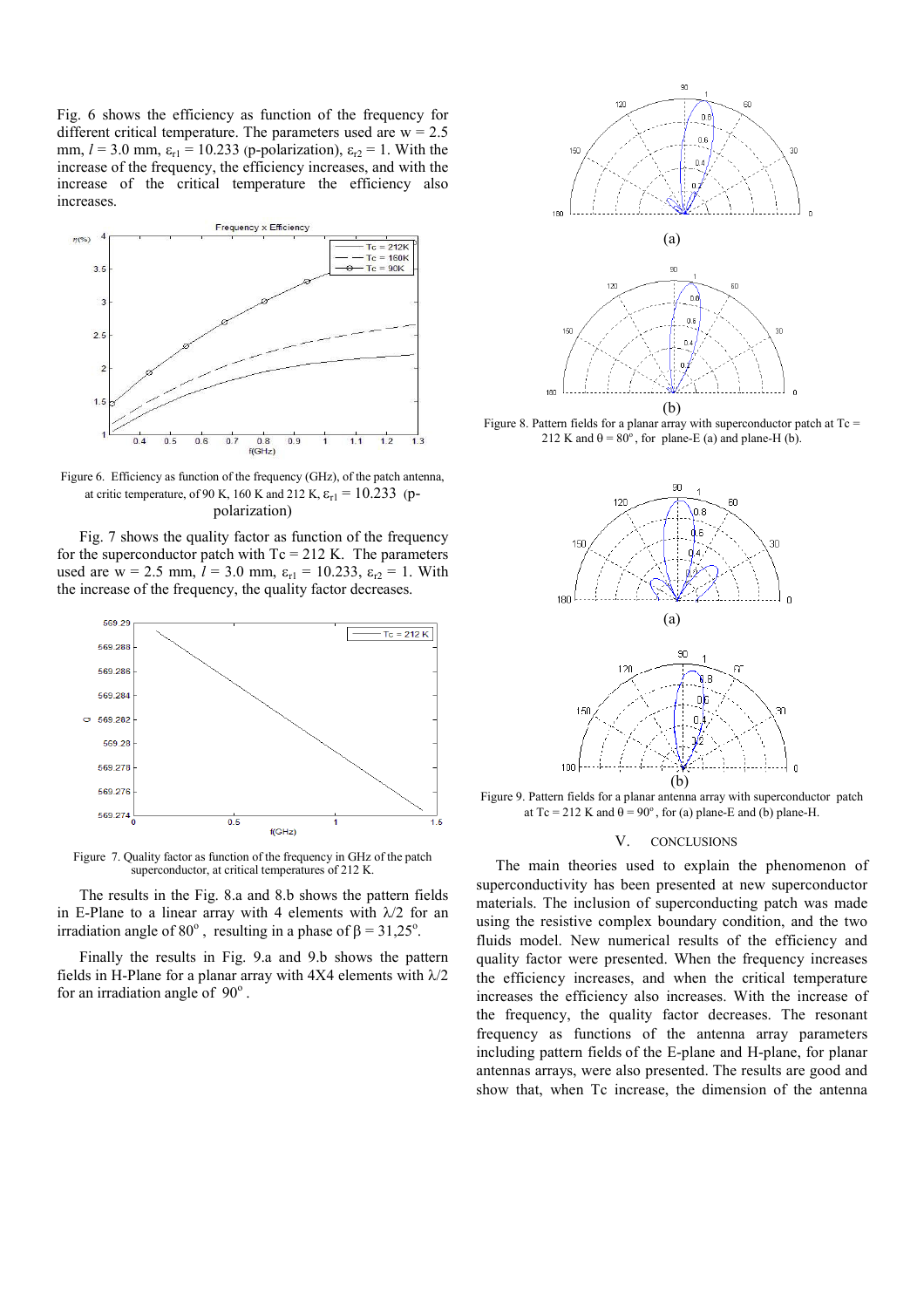Fig. 6 shows the efficiency as function of the frequency for different critical temperature. The parameters used are w = 2.5 mm, $l$ = 3.0 mm, $\varepsilon_{r1}$ = 10.233 (p-polarization), $\varepsilon_{r2}$ = 1. With the increase of the frequency, the efficiency increases, and with the increase of the critical temperature the efficiency also increases.

Figure 6. Efficiency as function of the frequency (GHz), of the patch antenna, at critic temperature, of 90 K, 160 K and 212 K, $\varepsilon_{r1}$ = 10.233 (p-polarization)

Fig. 7 shows the quality factor as function of the frequency for the superconductor patch with Tc = 212 K. The parameters used are w = 2.5 mm, $l$ = 3.0 mm, $\varepsilon_{r1}$ = 10.233, $\varepsilon_{r2}$ = 1. With the increase of the frequency, the quality factor decreases.

Figure 7. Quality factor as function of the frequency in GHz of the patch superconductor, at critical temperatures of 212 K.

The results in the Fig. 8.a and 8.b shows the pattern fields in E-Plane to a linear array with 4 elements with $\lambda/2$ for an irradiation angle of $80^o$, resulting in a phase of $\beta = 31{,}25^o$.

Finally the results in Fig. 9.a and 9.b shows the pattern fields in H-Plane for a planar array with 4X4 elements with $\lambda/2$ for an irradiation angle of $90^o$.

(a)

(b)

Figure 8. Pattern fields for a planar array with superconductor patch at Tc = 212 K and $\theta = 80^o$, for plane-E (a) and plane-H (b).

(a)

(b)

Figure 9. Pattern fields for a planar antenna array with superconductor patch at Tc = 212 K and $\theta = 90^o$, for (a) plane-E and (b) plane-H.

## V. CONCLUSIONS

The main theories used to explain the phenomenon of superconductivity has been presented at new superconductor materials. The inclusion of superconducting patch was made using the resistive complex boundary condition, and the two fluids model. New numerical results of the efficiency and quality factor were presented. When the frequency increases the efficiency increases, and when the critical temperature increases the efficiency also increases. With the increase of the frequency, the quality factor decreases. The resonant frequency as functions of the antenna array parameters including pattern fields of the E-plane and H-plane, for planar antennas arrays, were also presented. The results are good and show that, when Tc increase, the dimension of the antenna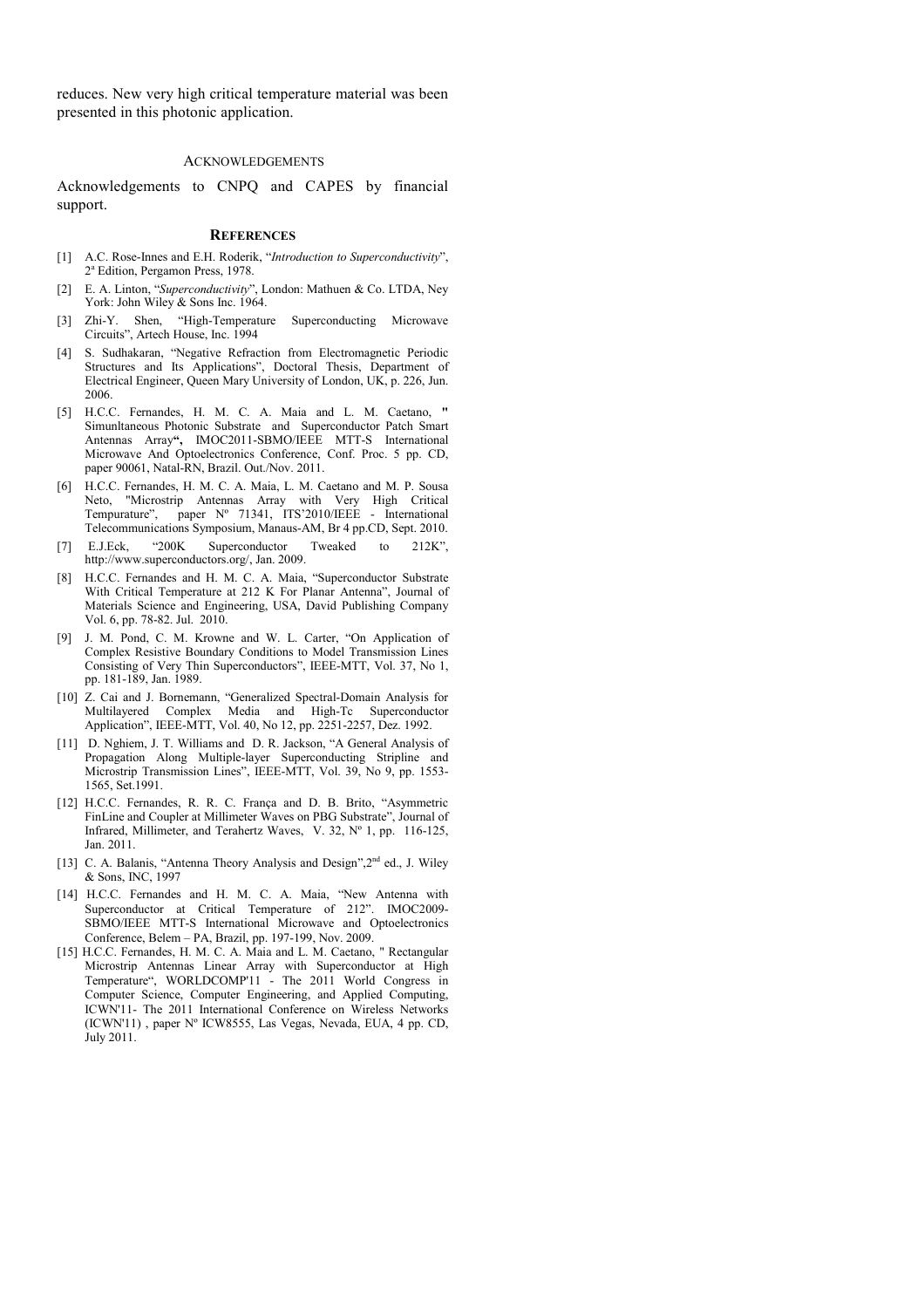reduces. New very high critical temperature material was been presented in this photonic application.

## ACKNOWLEDGEMENTS

Acknowledgements to CNPQ and CAPES by financial support.

## REFERENCES

[1] A.C. Rose-Innes and E.H. Roderik, "*Introduction to Superconductivity*", 2ª Edition, Pergamon Press, 1978.

[2] E. A. Linton, "*Superconductivity*", London: Mathuen & Co. LTDA, Ney York: John Wiley & Sons Inc. 1964.

[3] Zhi-Y. Shen, "High-Temperature Superconducting Microwave Circuits", Artech House, Inc. 1994

[4] S. Sudhakaran, "Negative Refraction from Electromagnetic Periodic Structures and Its Applications", Doctoral Thesis, Department of Electrical Engineer, Queen Mary University of London, UK, p. 226, Jun. 2006.

[5] H.C.C. Fernandes, H. M. C. A. Maia and L. M. Caetano, **"** Simunltaneous Photonic Substrate and Superconductor Patch Smart Antennas Array**",** IMOC2011-SBMO/IEEE MTT-S International Microwave And Optoelectronics Conference, Conf. Proc. 5 pp. CD, paper 90061, Natal-RN, Brazil. Out./Nov. 2011.

[6] H.C.C. Fernandes, H. M. C. A. Maia, L. M. Caetano and M. P. Sousa Neto, "Microstrip Antennas Array with Very High Critical Tempurature", paper Nº 71341, ITS'2010/IEEE - International Telecommunications Symposium, Manaus-AM, Br 4 pp.CD, Sept. 2010.

[7] E.J.Eck, "200K Superconductor Tweaked to 212K", http://www.superconductors.org/, Jan. 2009.

[8] H.C.C. Fernandes and H. M. C. A. Maia, "Superconductor Substrate With Critical Temperature at 212 K For Planar Antenna", Journal of Materials Science and Engineering, USA, David Publishing Company Vol. 6, pp. 78-82. Jul. 2010.

[9] J. M. Pond, C. M. Krowne and W. L. Carter, "On Application of Complex Resistive Boundary Conditions to Model Transmission Lines Consisting of Very Thin Superconductors", IEEE-MTT, Vol. 37, No 1, pp. 181-189, Jan. 1989.

[10] Z. Cai and J. Bornemann, "Generalized Spectral-Domain Analysis for Multilayered Complex Media and High-Tc Superconductor Application", IEEE-MTT, Vol. 40, No 12, pp. 2251-2257, Dez. 1992.

[11] D. Nghiem, J. T. Williams and D. R. Jackson, "A General Analysis of Propagation Along Multiple-layer Superconducting Stripline and Microstrip Transmission Lines", IEEE-MTT, Vol. 39, No 9, pp. 1553-1565, Set.1991.

[12] H.C.C. Fernandes, R. R. C. França and D. B. Brito, "Asymmetric FinLine and Coupler at Millimeter Waves on PBG Substrate", Journal of Infrared, Millimeter, and Terahertz Waves, V. 32, Nº 1, pp. 116-125, Jan. 2011.

[13] C. A. Balanis, "Antenna Theory Analysis and Design",2nd ed., J. Wiley & Sons, INC, 1997

[14] H.C.C. Fernandes and H. M. C. A. Maia, "New Antenna with Superconductor at Critical Temperature of 212". IMOC2009-SBMO/IEEE MTT-S International Microwave and Optoelectronics Conference, Belem – PA, Brazil, pp. 197-199, Nov. 2009.

[15] H.C.C. Fernandes, H. M. C. A. Maia and L. M. Caetano, " Rectangular Microstrip Antennas Linear Array with Superconductor at High Temperature", WORLDCOMP'11 - The 2011 World Congress in Computer Science, Computer Engineering, and Applied Computing, ICWN'11- The 2011 International Conference on Wireless Networks (ICWN'11) , paper Nº ICW8555, Las Vegas, Nevada, EUA, 4 pp. CD, July 2011.